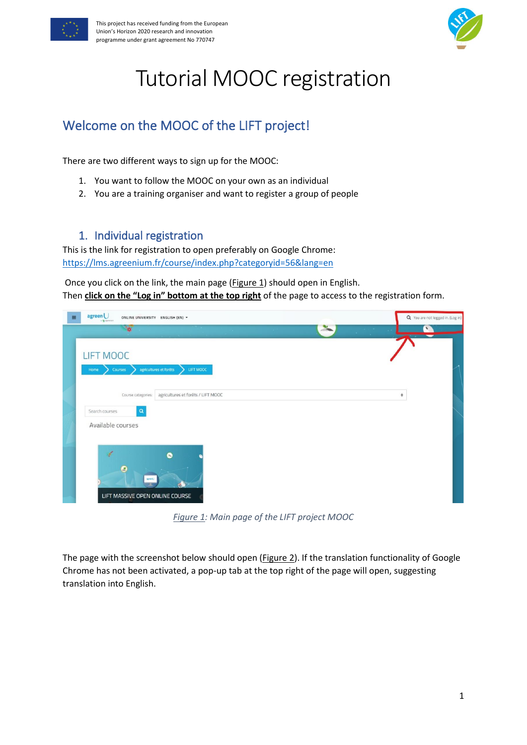# Tutorial MOOC registration

## Welcome on the MOOC of the LIFT project!

There are two different ways to sign up for the MOOC:

1. You want to follow the MOOC on your own as an individual
2. You are a training organiser and want to register a group of people

### 1. Individual registration

This is the link for registration to open preferably on Google Chrome:
https://lms.agreenium.fr/course/index.php?categoryid=56&lang=en

Once you click on the link, the main page (Figure 1) should open in English.
Then **click on the "Log in" bottom at the top right** of the page to access to the registration form.

*Figure 1: Main page of the LIFT project MOOC*

The page with the screenshot below should open (Figure 2). If the translation functionality of Google Chrome has not been activated, a pop-up tab at the top right of the page will open, suggesting translation into English.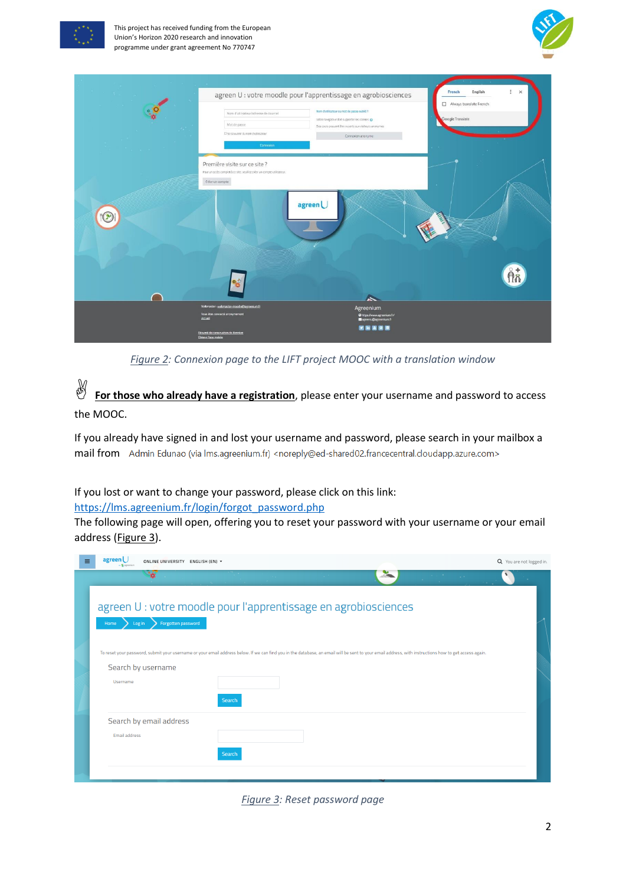*Figure 2: Connexion page to the LIFT project MOOC with a translation window*

✌ **For those who already have a registration**, please enter your username and password to access the MOOC.

If you already have signed in and lost your username and password, please search in your mailbox a mail from Admin Edunao (via lms.agreenium.fr) <noreply@ed-shared02.francecentral.cloudapp.azure.com>

If you lost or want to change your password, please click on this link: https://lms.agreenium.fr/login/forgot_password.php

The following page will open, offering you to reset your password with your username or your email address (Figure 3).

*Figure 3: Reset password page*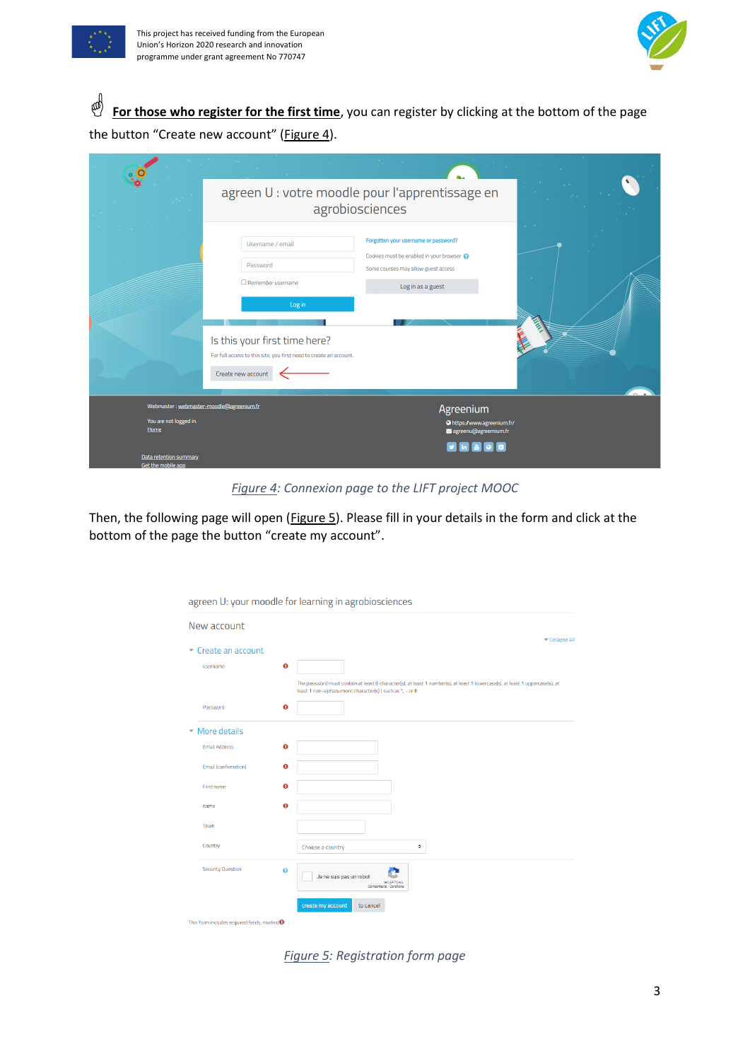☝ **For those who register for the first time**, you can register by clicking at the bottom of the page the button "Create new account" (Figure 4).

*Figure 4: Connexion page to the LIFT project MOOC*

Then, the following page will open (Figure 5). Please fill in your details in the form and click at the bottom of the page the button "create my account".

*Figure 5: Registration form page*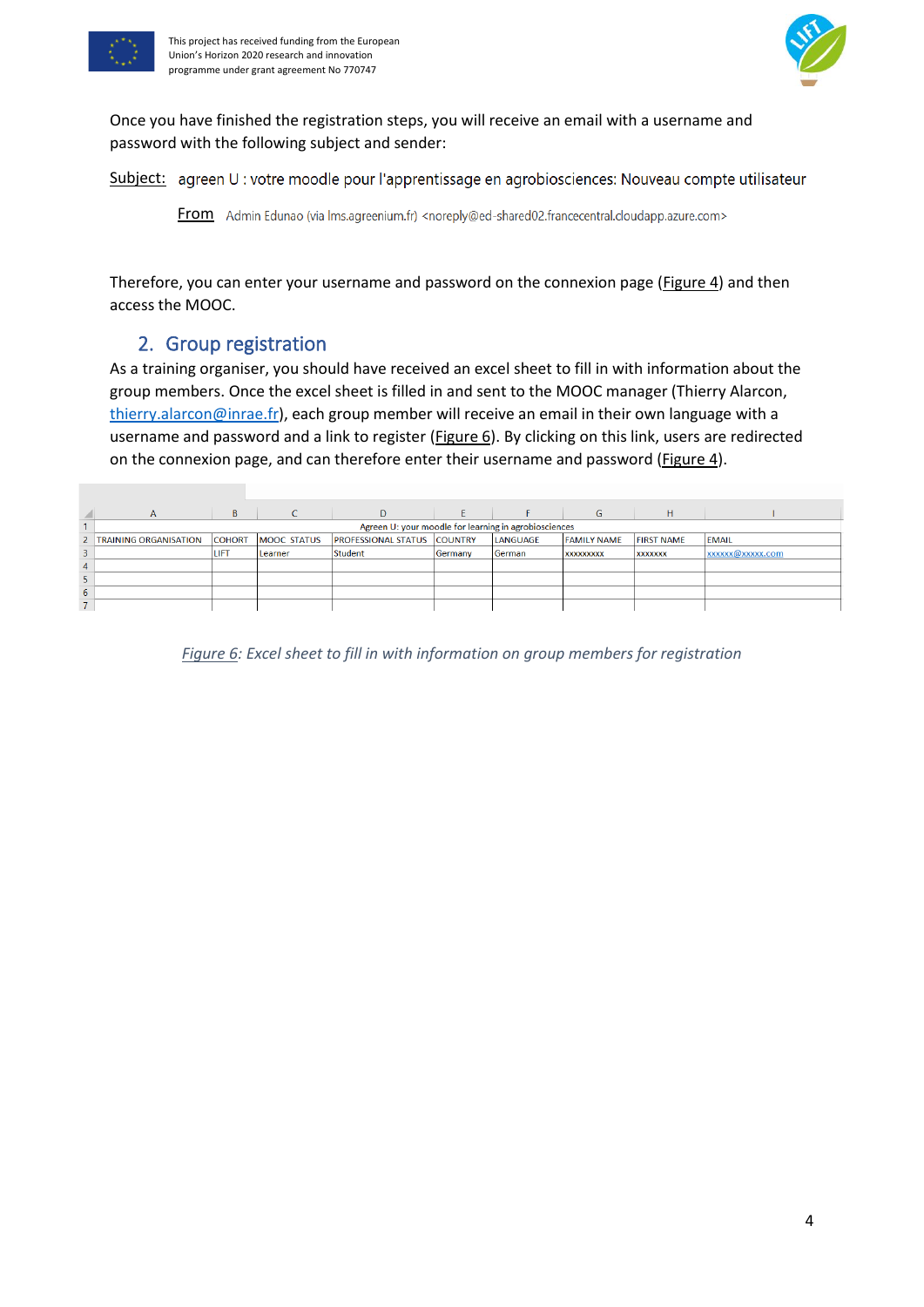Once you have finished the registration steps, you will receive an email with a username and password with the following subject and sender:

Subject: agreen U : votre moodle pour l'apprentissage en agrobiosciences: Nouveau compte utilisateur

From Admin Edunao (via lms.agreenium.fr) <noreply@ed-shared02.francecentral.cloudapp.azure.com>

Therefore, you can enter your username and password on the connexion page (Figure 4) and then access the MOOC.

## 2. Group registration

As a training organiser, you should have received an excel sheet to fill in with information about the group members. Once the excel sheet is filled in and sent to the MOOC manager (Thierry Alarcon, thierry.alarcon@inrae.fr), each group member will receive an email in their own language with a username and password and a link to register (Figure 6). By clicking on this link, users are redirected on the connexion page, and can therefore enter their username and password (Figure 4).

| | A | B | C | D | E | F | G | H | I |
|---|---|---|---|---|---|---|---|---|---|
| 1 | Agreen U: your moodle for learning in agrobiosciences | | | | | | | | |
| 2 | TRAINING ORGANISATION | COHORT | MOOC STATUS | PROFESSIONAL STATUS | COUNTRY | LANGUAGE | FAMILY NAME | FIRST NAME | EMAIL |
| 3 | | LIFT | Learner | Student | Germany | German | xxxxxxxxx | xxxxxxx | xxxxxx@xxxxx.com |
| 4 | | | | | | | | | |
| 5 | | | | | | | | | |
| 6 | | | | | | | | | |
| 7 | | | | | | | | | |

*Figure 6: Excel sheet to fill in with information on group members for registration*